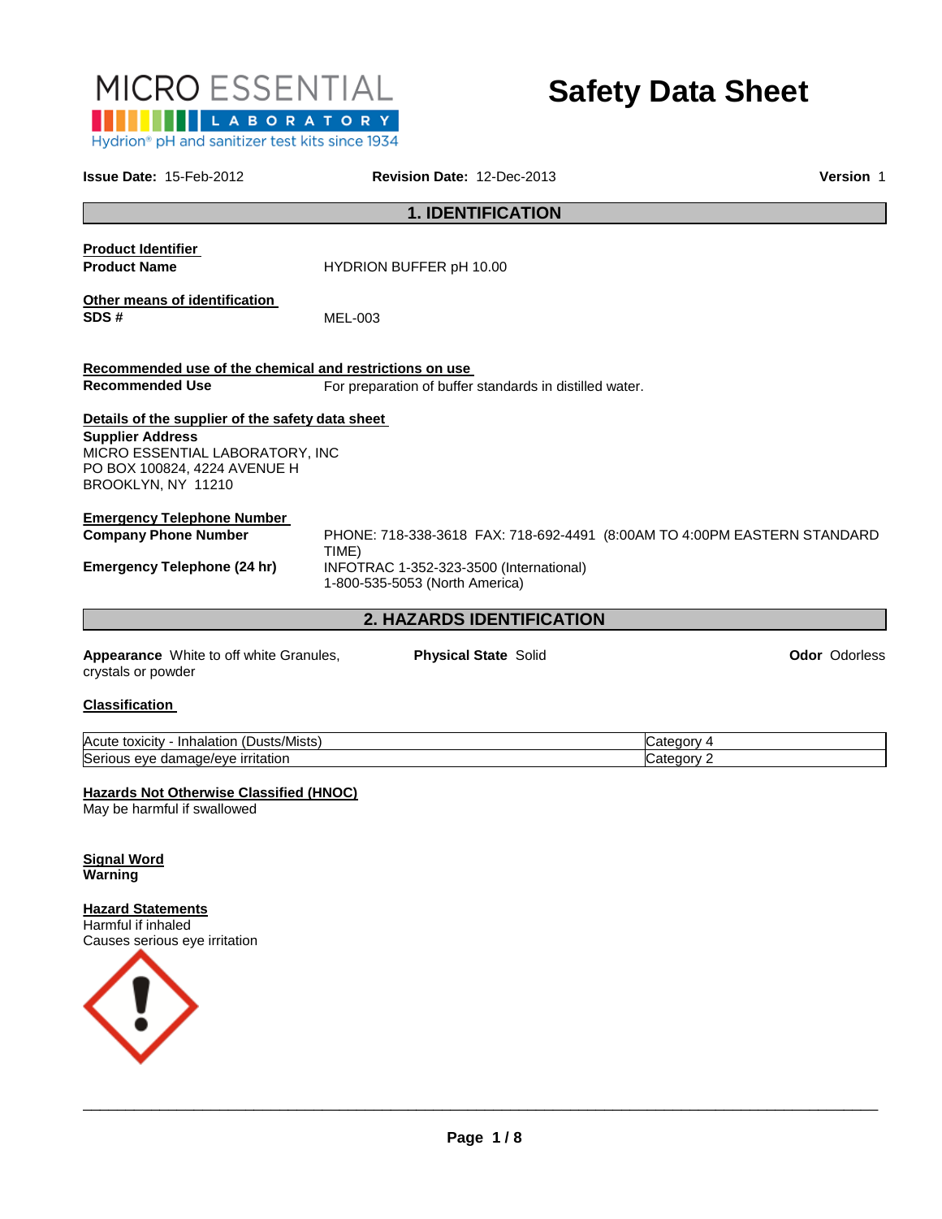MICRO ESSENTIAL LABORATORY

Hydrion® pH and sanitizer test kits since 1934

# Safety Data Sheet

**Issue Date:** 15-Feb-2012 **Revision Date:** 12-Dec-2013 **Version** 1

## 1. IDENTIFICATION

**Product Identifier**

**Product Name** HYDRION BUFFER pH 10.00

**Other means of identification**

**SDS #** MEL-003

**Recommended use of the chemical and restrictions on use**

**Recommended Use** For preparation of buffer standards in distilled water.

**Details of the supplier of the safety data sheet**

**Supplier Address**
MICRO ESSENTIAL LABORATORY, INC
PO BOX 100824, 4224 AVENUE H
BROOKLYN, NY 11210

**Emergency Telephone Number**

**Company Phone Number** PHONE: 718-338-3618 FAX: 718-692-4491 (8:00AM TO 4:00PM EASTERN STANDARD TIME)

**Emergency Telephone (24 hr)** INFOTRAC 1-352-323-3500 (International)
1-800-535-5053 (North America)

## 2. HAZARDS IDENTIFICATION

**Appearance** White to off white Granules, crystals or powder **Physical State** Solid **Odor** Odorless

**Classification**

| | |
|---|---|
| Acute toxicity - Inhalation (Dusts/Mists) | Category 4 |
| Serious eye damage/eye irritation | Category 2 |

**Hazards Not Otherwise Classified (HNOC)**
May be harmful if swallowed

**Signal Word**
**Warning**

**Hazard Statements**
Harmful if inhaled
Causes serious eye irritation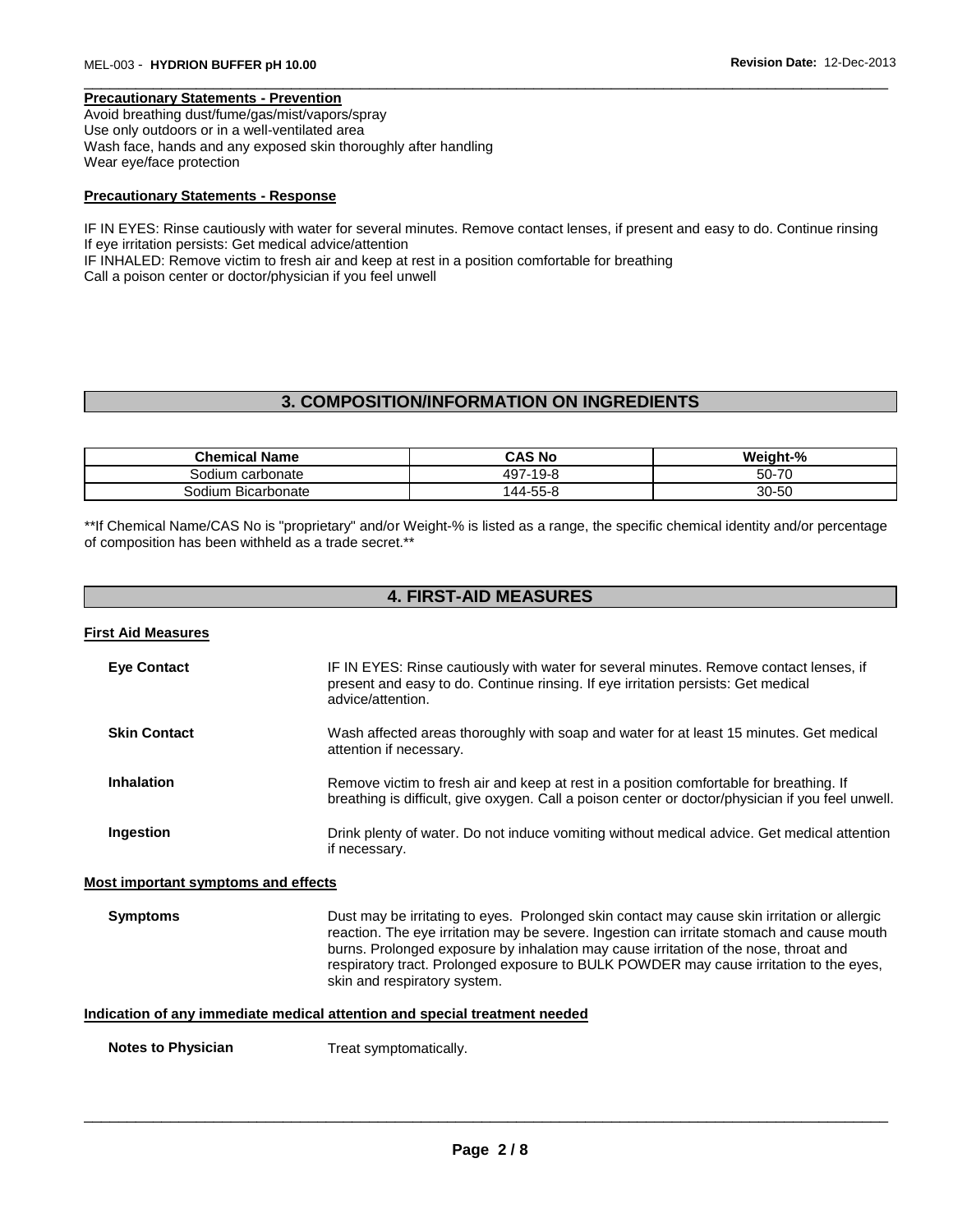**Precautionary Statements - Prevention**

Avoid breathing dust/fume/gas/mist/vapors/spray
Use only outdoors or in a well-ventilated area
Wash face, hands and any exposed skin thoroughly after handling
Wear eye/face protection

**Precautionary Statements - Response**

IF IN EYES: Rinse cautiously with water for several minutes. Remove contact lenses, if present and easy to do. Continue rinsing
If eye irritation persists: Get medical advice/attention
IF INHALED: Remove victim to fresh air and keep at rest in a position comfortable for breathing
Call a poison center or doctor/physician if you feel unwell

## 3. COMPOSITION/INFORMATION ON INGREDIENTS

| Chemical Name | CAS No | Weight-% |
|---|---|---|
| Sodium carbonate | 497-19-8 | 50-70 |
| Sodium Bicarbonate | 144-55-8 | 30-50 |

**If Chemical Name/CAS No is "proprietary" and/or Weight-% is listed as a range, the specific chemical identity and/or percentage of composition has been withheld as a trade secret.**

## 4. FIRST-AID MEASURES

**First Aid Measures**

**Eye Contact** IF IN EYES: Rinse cautiously with water for several minutes. Remove contact lenses, if present and easy to do. Continue rinsing. If eye irritation persists: Get medical advice/attention.

**Skin Contact** Wash affected areas thoroughly with soap and water for at least 15 minutes. Get medical attention if necessary.

**Inhalation** Remove victim to fresh air and keep at rest in a position comfortable for breathing. If breathing is difficult, give oxygen. Call a poison center or doctor/physician if you feel unwell.

**Ingestion** Drink plenty of water. Do not induce vomiting without medical advice. Get medical attention if necessary.

**Most important symptoms and effects**

**Symptoms** Dust may be irritating to eyes. Prolonged skin contact may cause skin irritation or allergic reaction. The eye irritation may be severe. Ingestion can irritate stomach and cause mouth burns. Prolonged exposure by inhalation may cause irritation of the nose, throat and respiratory tract. Prolonged exposure to BULK POWDER may cause irritation to the eyes, skin and respiratory system.

**Indication of any immediate medical attention and special treatment needed**

**Notes to Physician** Treat symptomatically.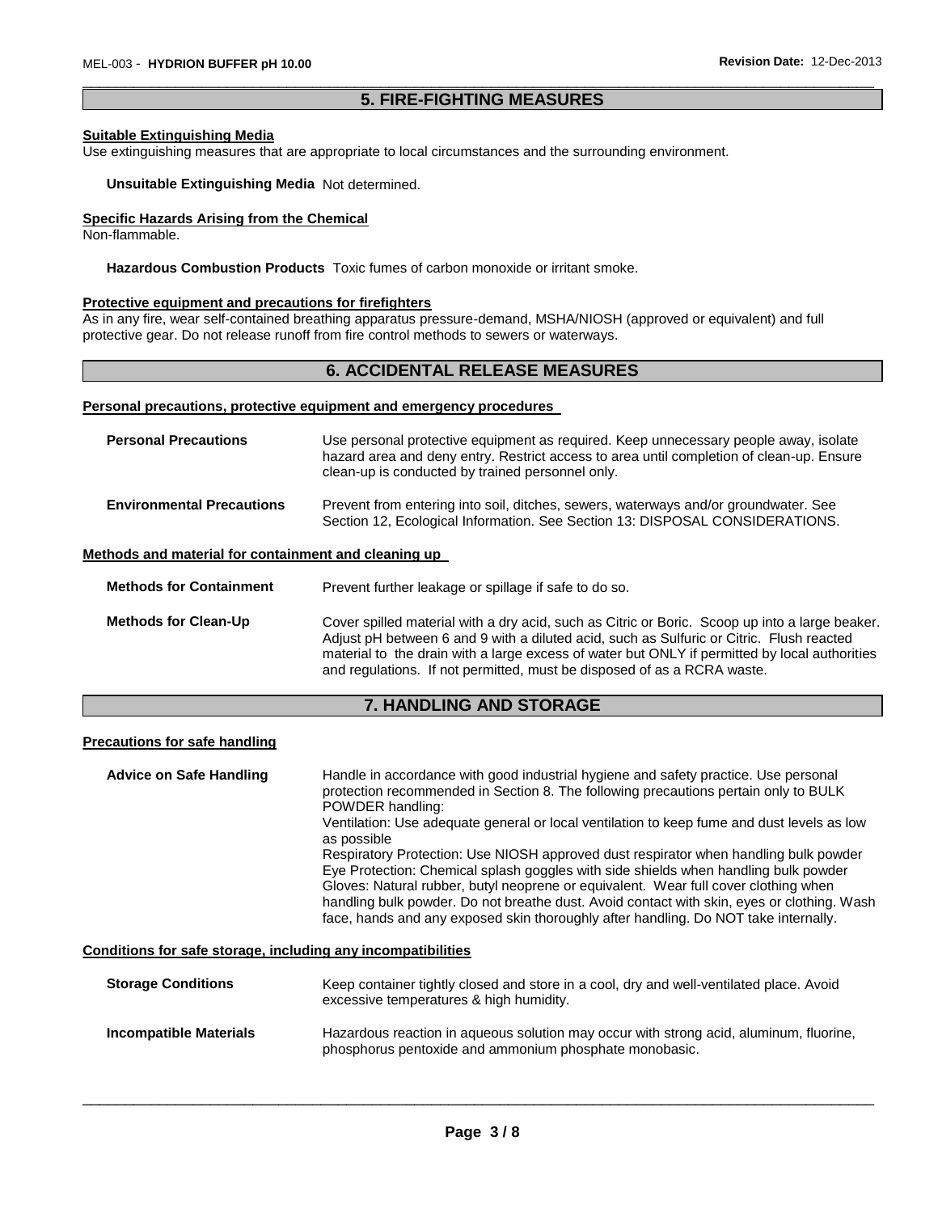## 5. FIRE-FIGHTING MEASURES

**Suitable Extinguishing Media**

Use extinguishing measures that are appropriate to local circumstances and the surrounding environment.

**Unsuitable Extinguishing Media** Not determined.

**Specific Hazards Arising from the Chemical**

Non-flammable.

**Hazardous Combustion Products** Toxic fumes of carbon monoxide or irritant smoke.

**Protective equipment and precautions for firefighters**

As in any fire, wear self-contained breathing apparatus pressure-demand, MSHA/NIOSH (approved or equivalent) and full protective gear. Do not release runoff from fire control methods to sewers or waterways.

## 6. ACCIDENTAL RELEASE MEASURES

**Personal precautions, protective equipment and emergency procedures**

| | |
|---|---|
| **Personal Precautions** | Use personal protective equipment as required. Keep unnecessary people away, isolate hazard area and deny entry. Restrict access to area until completion of clean-up. Ensure clean-up is conducted by trained personnel only. |
| **Environmental Precautions** | Prevent from entering into soil, ditches, sewers, waterways and/or groundwater. See Section 12, Ecological Information. See Section 13: DISPOSAL CONSIDERATIONS. |

**Methods and material for containment and cleaning up**

| | |
|---|---|
| **Methods for Containment** | Prevent further leakage or spillage if safe to do so. |
| **Methods for Clean-Up** | Cover spilled material with a dry acid, such as Citric or Boric. Scoop up into a large beaker. Adjust pH between 6 and 9 with a diluted acid, such as Sulfuric or Citric. Flush reacted material to the drain with a large excess of water but ONLY if permitted by local authorities and regulations. If not permitted, must be disposed of as a RCRA waste. |

## 7. HANDLING AND STORAGE

**Precautions for safe handling**

| | |
|---|---|
| **Advice on Safe Handling** | Handle in accordance with good industrial hygiene and safety practice. Use personal protection recommended in Section 8. The following precautions pertain only to BULK POWDER handling:<br>Ventilation: Use adequate general or local ventilation to keep fume and dust levels as low as possible<br>Respiratory Protection: Use NIOSH approved dust respirator when handling bulk powder<br>Eye Protection: Chemical splash goggles with side shields when handling bulk powder<br>Gloves: Natural rubber, butyl neoprene or equivalent. Wear full cover clothing when handling bulk powder. Do not breathe dust. Avoid contact with skin, eyes or clothing. Wash face, hands and any exposed skin thoroughly after handling. Do NOT take internally. |

**Conditions for safe storage, including any incompatibilities**

| | |
|---|---|
| **Storage Conditions** | Keep container tightly closed and store in a cool, dry and well-ventilated place. Avoid excessive temperatures & high humidity. |
| **Incompatible Materials** | Hazardous reaction in aqueous solution may occur with strong acid, aluminum, fluorine, phosphorus pentoxide and ammonium phosphate monobasic. |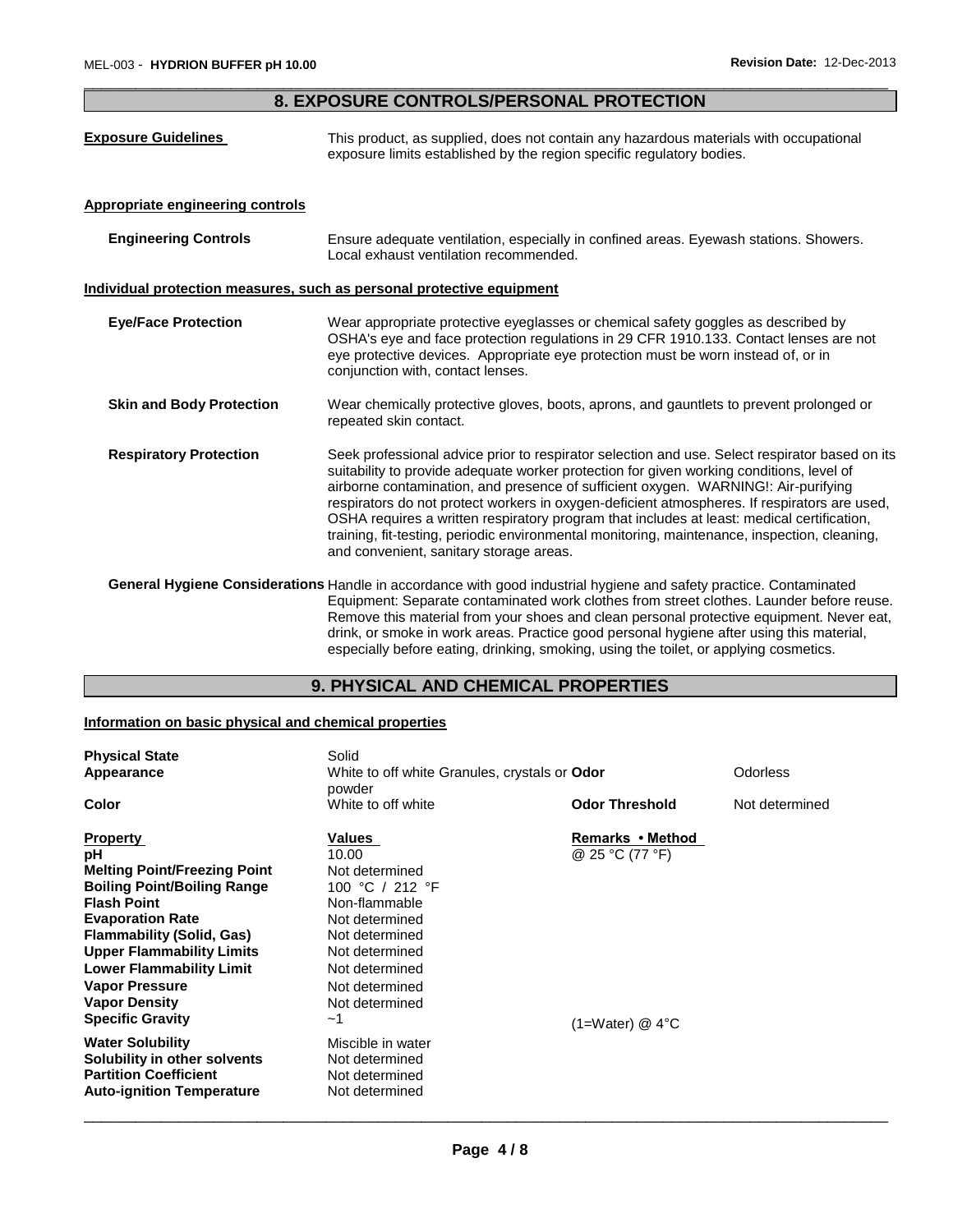## 8. EXPOSURE CONTROLS/PERSONAL PROTECTION

**Exposure Guidelines** This product, as supplied, does not contain any hazardous materials with occupational exposure limits established by the region specific regulatory bodies.

**Appropriate engineering controls**

**Engineering Controls** Ensure adequate ventilation, especially in confined areas. Eyewash stations. Showers. Local exhaust ventilation recommended.

**Individual protection measures, such as personal protective equipment**

**Eye/Face Protection** Wear appropriate protective eyeglasses or chemical safety goggles as described by OSHA's eye and face protection regulations in 29 CFR 1910.133. Contact lenses are not eye protective devices. Appropriate eye protection must be worn instead of, or in conjunction with, contact lenses.

**Skin and Body Protection** Wear chemically protective gloves, boots, aprons, and gauntlets to prevent prolonged or repeated skin contact.

**Respiratory Protection** Seek professional advice prior to respirator selection and use. Select respirator based on its suitability to provide adequate worker protection for given working conditions, level of airborne contamination, and presence of sufficient oxygen. WARNING!: Air-purifying respirators do not protect workers in oxygen-deficient atmospheres. If respirators are used, OSHA requires a written respiratory program that includes at least: medical certification, training, fit-testing, periodic environmental monitoring, maintenance, inspection, cleaning, and convenient, sanitary storage areas.

**General Hygiene Considerations** Handle in accordance with good industrial hygiene and safety practice. Contaminated Equipment: Separate contaminated work clothes from street clothes. Launder before reuse. Remove this material from your shoes and clean personal protective equipment. Never eat, drink, or smoke in work areas. Practice good personal hygiene after using this material, especially before eating, drinking, smoking, using the toilet, or applying cosmetics.

## 9. PHYSICAL AND CHEMICAL PROPERTIES

**Information on basic physical and chemical properties**

| | | | |
|---|---|---|---|
| **Physical State** | Solid | | |
| **Appearance** | White to off white Granules, crystals or powder | **Odor** | Odorless |
| **Color** | White to off white | **Odor Threshold** | Not determined |

| **Property** | **Values** | **Remarks • Method** |
|---|---|---|
| **pH** | 10.00 | @ 25 °C (77 °F) |
| **Melting Point/Freezing Point** | Not determined | |
| **Boiling Point/Boiling Range** | 100 °C / 212 °F | |
| **Flash Point** | Non-flammable | |
| **Evaporation Rate** | Not determined | |
| **Flammability (Solid, Gas)** | Not determined | |
| **Upper Flammability Limits** | Not determined | |
| **Lower Flammability Limit** | Not determined | |
| **Vapor Pressure** | Not determined | |
| **Vapor Density** | Not determined | |
| **Specific Gravity** | ~1 | (1=Water) @ 4°C |
| **Water Solubility** | Miscible in water | |
| **Solubility in other solvents** | Not determined | |
| **Partition Coefficient** | Not determined | |
| **Auto-ignition Temperature** | Not determined | |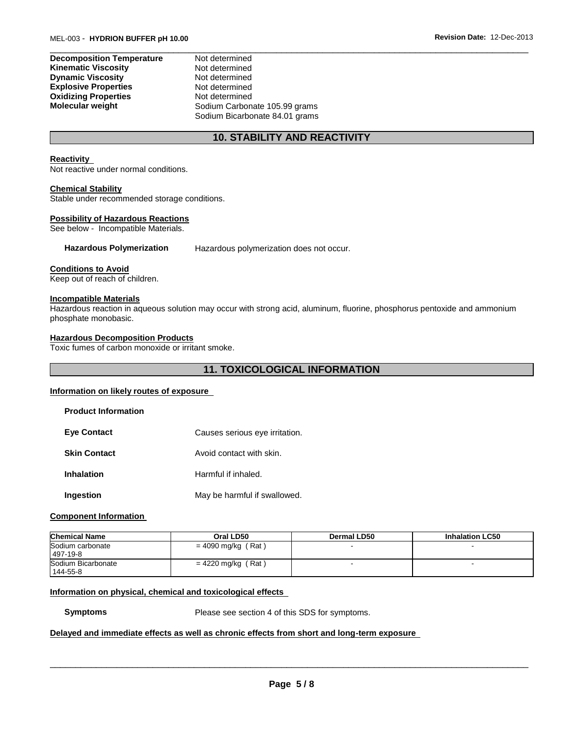| | |
|---|---|
| **Decomposition Temperature** | Not determined |
| **Kinematic Viscosity** | Not determined |
| **Dynamic Viscosity** | Not determined |
| **Explosive Properties** | Not determined |
| **Oxidizing Properties** | Not determined |
| **Molecular weight** | Sodium Carbonate 105.99 grams<br>Sodium Bicarbonate 84.01 grams |

## 10. STABILITY AND REACTIVITY

**Reactivity**

Not reactive under normal conditions.

**Chemical Stability**

Stable under recommended storage conditions.

**Possibility of Hazardous Reactions**

See below - Incompatible Materials.

**Hazardous Polymerization** Hazardous polymerization does not occur.

**Conditions to Avoid**

Keep out of reach of children.

**Incompatible Materials**

Hazardous reaction in aqueous solution may occur with strong acid, aluminum, fluorine, phosphorus pentoxide and ammonium phosphate monobasic.

**Hazardous Decomposition Products**

Toxic fumes of carbon monoxide or irritant smoke.

## 11. TOXICOLOGICAL INFORMATION

**Information on likely routes of exposure**

**Product Information**

| | |
|---|---|
| **Eye Contact** | Causes serious eye irritation. |
| **Skin Contact** | Avoid contact with skin. |
| **Inhalation** | Harmful if inhaled. |
| **Ingestion** | May be harmful if swallowed. |

**Component Information**

| Chemical Name | Oral LD50 | Dermal LD50 | Inhalation LC50 |
|---|---|---|---|
| Sodium carbonate<br>497-19-8 | = 4090 mg/kg ( Rat ) | - | - |
| Sodium Bicarbonate<br>144-55-8 | = 4220 mg/kg ( Rat ) | - | - |

**Information on physical, chemical and toxicological effects**

**Symptoms** Please see section 4 of this SDS for symptoms.

**Delayed and immediate effects as well as chronic effects from short and long-term exposure**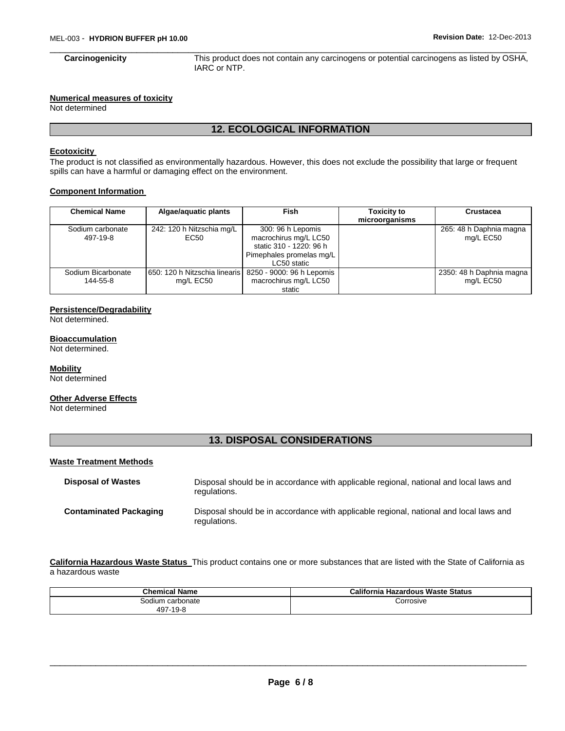**Carcinogenicity** This product does not contain any carcinogens or potential carcinogens as listed by OSHA, IARC or NTP.

**Numerical measures of toxicity**
Not determined

## 12. ECOLOGICAL INFORMATION

**Ecotoxicity**
The product is not classified as environmentally hazardous. However, this does not exclude the possibility that large or frequent spills can have a harmful or damaging effect on the environment.

**Component Information**

| Chemical Name | Algae/aquatic plants | Fish | Toxicity to microorganisms | Crustacea |
|---|---|---|---|---|
| Sodium carbonate 497-19-8 | 242: 120 h Nitzschia mg/L EC50 | 300: 96 h Lepomis macrochirus mg/L LC50 static 310 - 1220: 96 h Pimephales promelas mg/L LC50 static | | 265: 48 h Daphnia magna mg/L EC50 |
| Sodium Bicarbonate 144-55-8 | 650: 120 h Nitzschia linearis mg/L EC50 | 8250 - 9000: 96 h Lepomis macrochirus mg/L LC50 static | | 2350: 48 h Daphnia magna mg/L EC50 |

**Persistence/Degradability**
Not determined.

**Bioaccumulation**
Not determined.

**Mobility**
Not determined

**Other Adverse Effects**
Not determined

## 13. DISPOSAL CONSIDERATIONS

**Waste Treatment Methods**

**Disposal of Wastes** Disposal should be in accordance with applicable regional, national and local laws and regulations.

**Contaminated Packaging** Disposal should be in accordance with applicable regional, national and local laws and regulations.

**California Hazardous Waste Status** This product contains one or more substances that are listed with the State of California as a hazardous waste

| Chemical Name | California Hazardous Waste Status |
|---|---|
| Sodium carbonate 497-19-8 | Corrosive |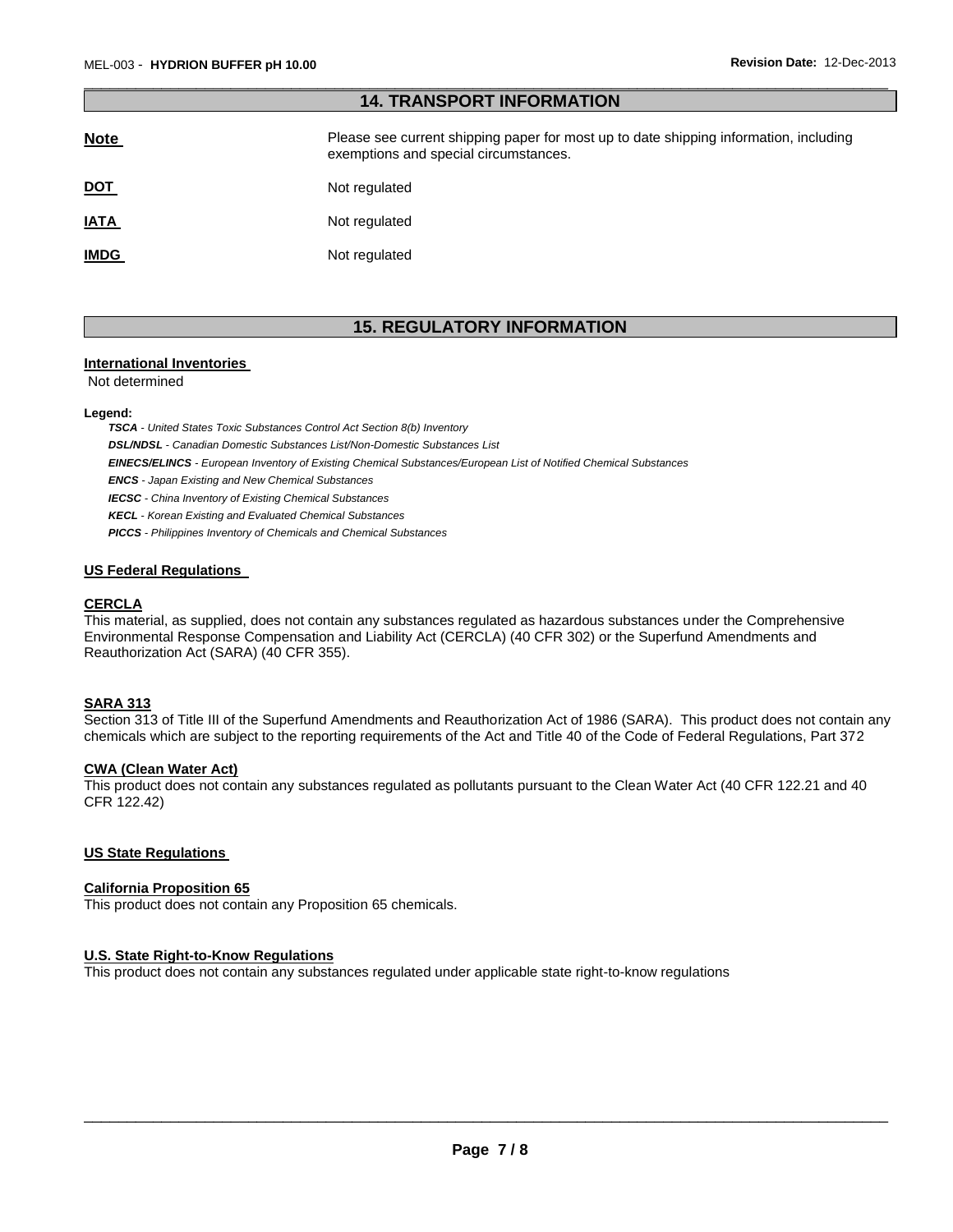## 14. TRANSPORT INFORMATION

| | |
|---|---|
| **Note** | Please see current shipping paper for most up to date shipping information, including exemptions and special circumstances. |
| **DOT** | Not regulated |
| **IATA** | Not regulated |
| **IMDG** | Not regulated |

## 15. REGULATORY INFORMATION

**International Inventories**

Not determined

**Legend:**

***TSCA*** *- United States Toxic Substances Control Act Section 8(b) Inventory*

***DSL/NDSL*** *- Canadian Domestic Substances List/Non-Domestic Substances List*

***EINECS/ELINCS*** *- European Inventory of Existing Chemical Substances/European List of Notified Chemical Substances*

***ENCS*** *- Japan Existing and New Chemical Substances*

***IECSC*** *- China Inventory of Existing Chemical Substances*

***KECL*** *- Korean Existing and Evaluated Chemical Substances*

***PICCS*** *- Philippines Inventory of Chemicals and Chemical Substances*

### US Federal Regulations

**CERCLA**

This material, as supplied, does not contain any substances regulated as hazardous substances under the Comprehensive Environmental Response Compensation and Liability Act (CERCLA) (40 CFR 302) or the Superfund Amendments and Reauthorization Act (SARA) (40 CFR 355).

**SARA 313**

Section 313 of Title III of the Superfund Amendments and Reauthorization Act of 1986 (SARA). This product does not contain any chemicals which are subject to the reporting requirements of the Act and Title 40 of the Code of Federal Regulations, Part 372

**CWA (Clean Water Act)**

This product does not contain any substances regulated as pollutants pursuant to the Clean Water Act (40 CFR 122.21 and 40 CFR 122.42)

### US State Regulations

**California Proposition 65**

This product does not contain any Proposition 65 chemicals.

**U.S. State Right-to-Know Regulations**

This product does not contain any substances regulated under applicable state right-to-know regulations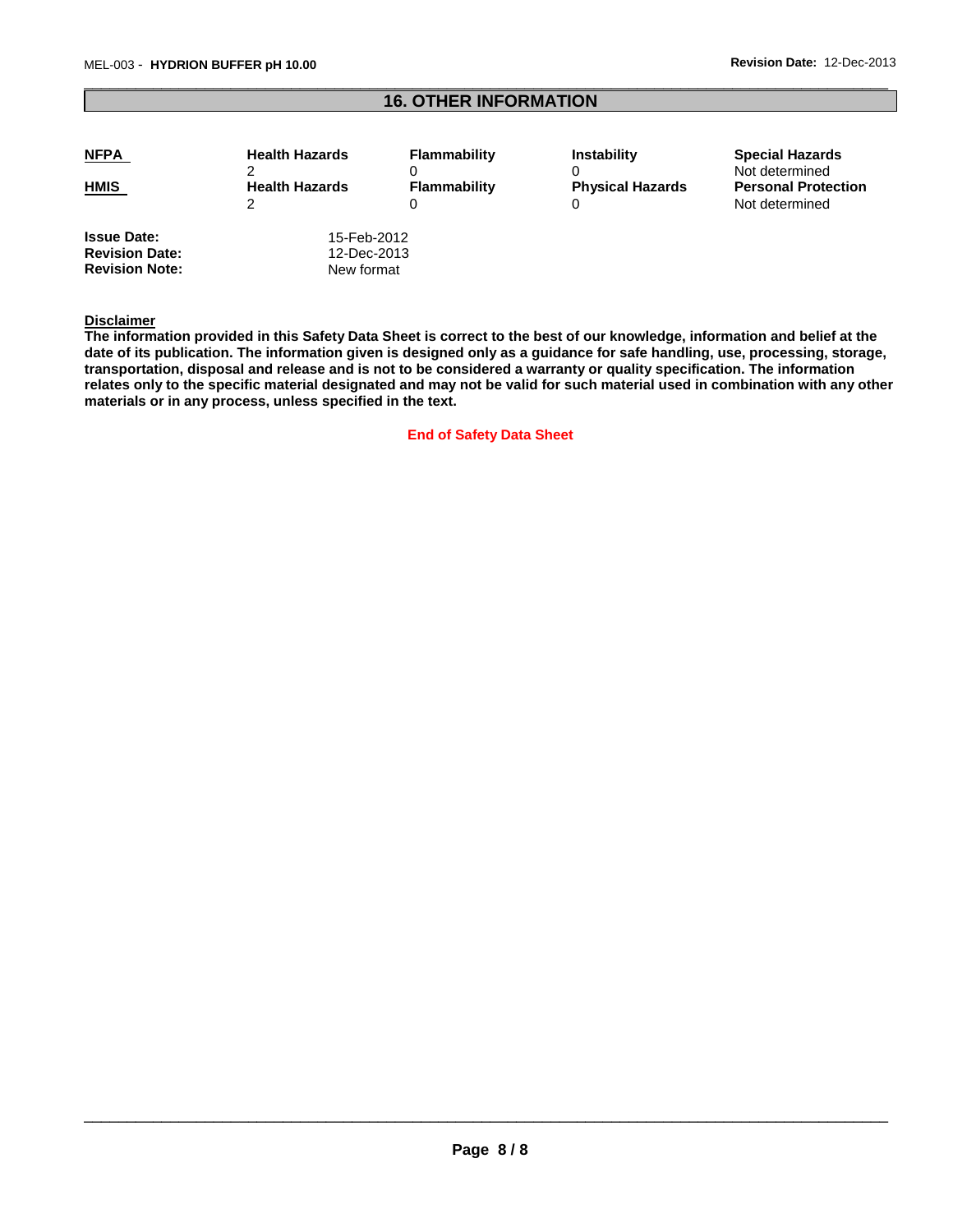## 16. OTHER INFORMATION

| | | | | |
|---|---|---|---|---|
| **NFPA** | **Health Hazards** 2 | **Flammability** 0 | **Instability** 0 | **Special Hazards** Not determined |
| **HMIS** | **Health Hazards** 2 | **Flammability** 0 | **Physical Hazards** 0 | **Personal Protection** Not determined |

**Issue Date:** 15-Feb-2012
**Revision Date:** 12-Dec-2013
**Revision Note:** New format

**Disclaimer**

**The information provided in this Safety Data Sheet is correct to the best of our knowledge, information and belief at the date of its publication. The information given is designed only as a guidance for safe handling, use, processing, storage, transportation, disposal and release and is not to be considered a warranty or quality specification. The information relates only to the specific material designated and may not be valid for such material used in combination with any other materials or in any process, unless specified in the text.**

**End of Safety Data Sheet**